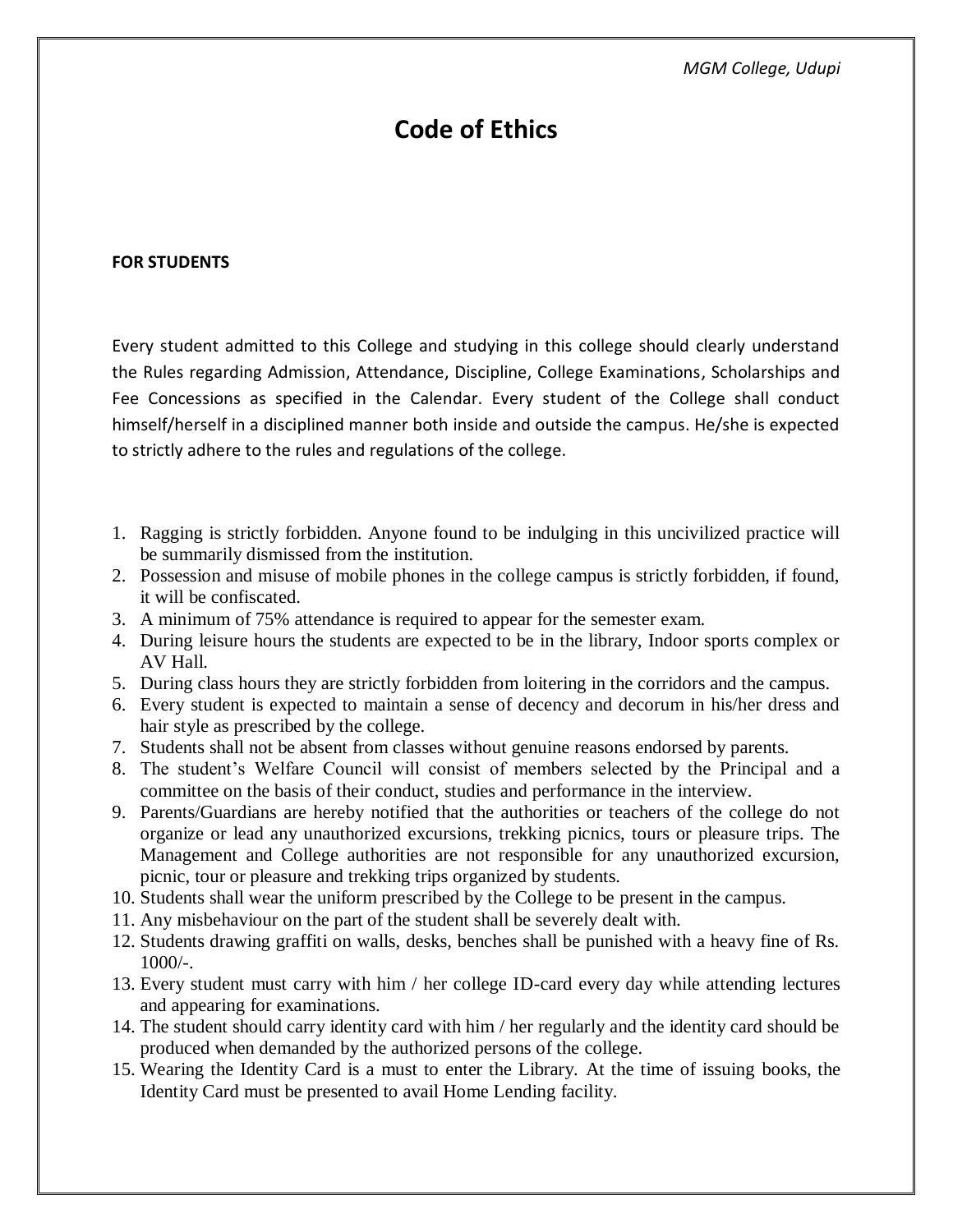# Code of Ethics

**FOR STUDENTS**

Every student admitted to this College and studying in this college should clearly understand the Rules regarding Admission, Attendance, Discipline, College Examinations, Scholarships and Fee Concessions as specified in the Calendar. Every student of the College shall conduct himself/herself in a disciplined manner both inside and outside the campus. He/she is expected to strictly adhere to the rules and regulations of the college.

1. Ragging is strictly forbidden. Anyone found to be indulging in this uncivilized practice will be summarily dismissed from the institution.
2. Possession and misuse of mobile phones in the college campus is strictly forbidden, if found, it will be confiscated.
3. A minimum of 75% attendance is required to appear for the semester exam.
4. During leisure hours the students are expected to be in the library, Indoor sports complex or AV Hall.
5. During class hours they are strictly forbidden from loitering in the corridors and the campus.
6. Every student is expected to maintain a sense of decency and decorum in his/her dress and hair style as prescribed by the college.
7. Students shall not be absent from classes without genuine reasons endorsed by parents.
8. The student's Welfare Council will consist of members selected by the Principal and a committee on the basis of their conduct, studies and performance in the interview.
9. Parents/Guardians are hereby notified that the authorities or teachers of the college do not organize or lead any unauthorized excursions, trekking picnics, tours or pleasure trips. The Management and College authorities are not responsible for any unauthorized excursion, picnic, tour or pleasure and trekking trips organized by students.
10. Students shall wear the uniform prescribed by the College to be present in the campus.
11. Any misbehaviour on the part of the student shall be severely dealt with.
12. Students drawing graffiti on walls, desks, benches shall be punished with a heavy fine of Rs. 1000/-.
13. Every student must carry with him / her college ID-card every day while attending lectures and appearing for examinations.
14. The student should carry identity card with him / her regularly and the identity card should be produced when demanded by the authorized persons of the college.
15. Wearing the Identity Card is a must to enter the Library. At the time of issuing books, the Identity Card must be presented to avail Home Lending facility.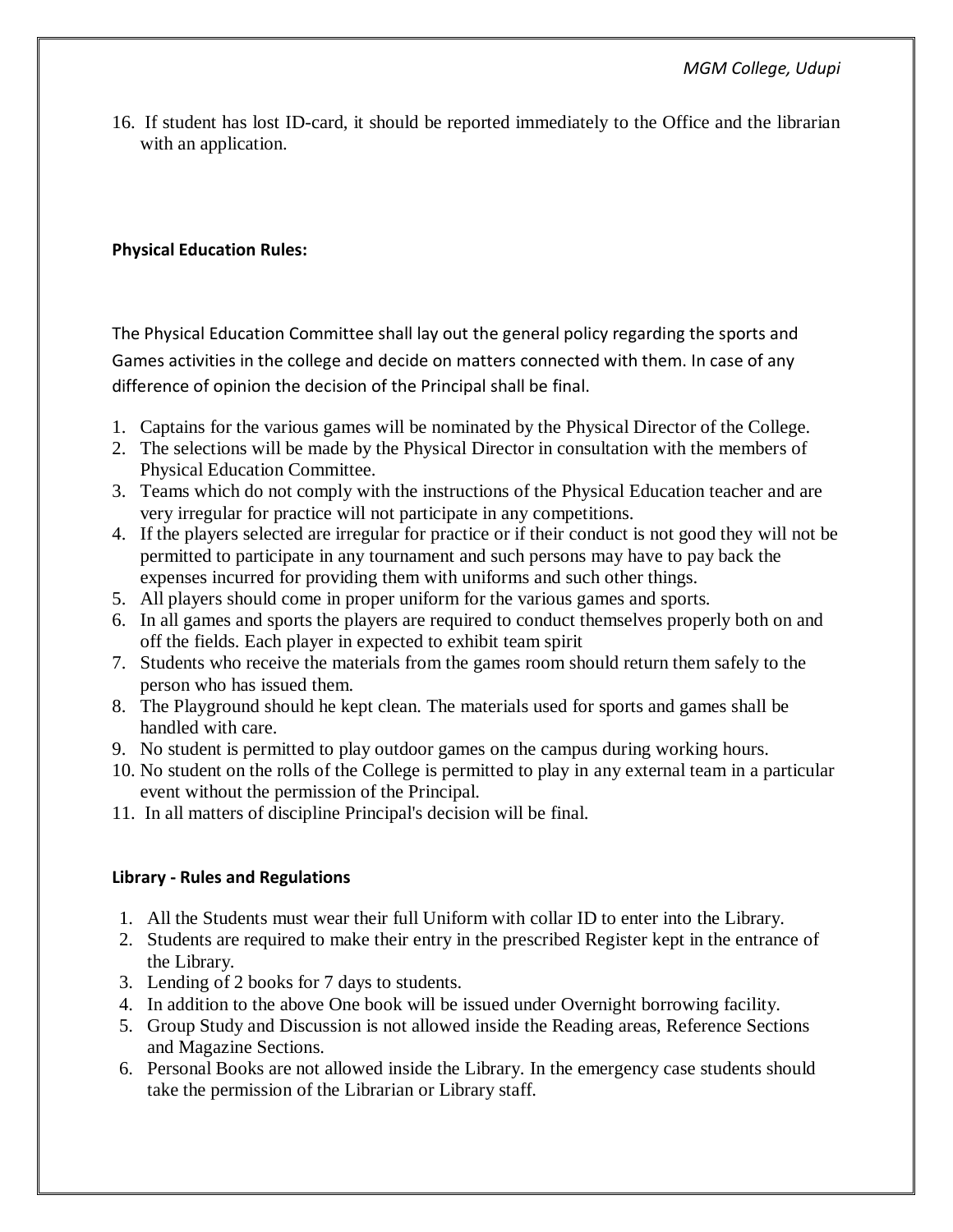16. If student has lost ID-card, it should be reported immediately to the Office and the librarian with an application.

**Physical Education Rules:**

The Physical Education Committee shall lay out the general policy regarding the sports and Games activities in the college and decide on matters connected with them. In case of any difference of opinion the decision of the Principal shall be final.

1. Captains for the various games will be nominated by the Physical Director of the College.
2. The selections will be made by the Physical Director in consultation with the members of Physical Education Committee.
3. Teams which do not comply with the instructions of the Physical Education teacher and are very irregular for practice will not participate in any competitions.
4. If the players selected are irregular for practice or if their conduct is not good they will not be permitted to participate in any tournament and such persons may have to pay back the expenses incurred for providing them with uniforms and such other things.
5. All players should come in proper uniform for the various games and sports.
6. In all games and sports the players are required to conduct themselves properly both on and off the fields. Each player in expected to exhibit team spirit
7. Students who receive the materials from the games room should return them safely to the person who has issued them.
8. The Playground should he kept clean. The materials used for sports and games shall be handled with care.
9. No student is permitted to play outdoor games on the campus during working hours.
10. No student on the rolls of the College is permitted to play in any external team in a particular event without the permission of the Principal.
11. In all matters of discipline Principal's decision will be final.

**Library - Rules and Regulations**

1. All the Students must wear their full Uniform with collar ID to enter into the Library.
2. Students are required to make their entry in the prescribed Register kept in the entrance of the Library.
3. Lending of 2 books for 7 days to students.
4. In addition to the above One book will be issued under Overnight borrowing facility.
5. Group Study and Discussion is not allowed inside the Reading areas, Reference Sections and Magazine Sections.
6. Personal Books are not allowed inside the Library. In the emergency case students should take the permission of the Librarian or Library staff.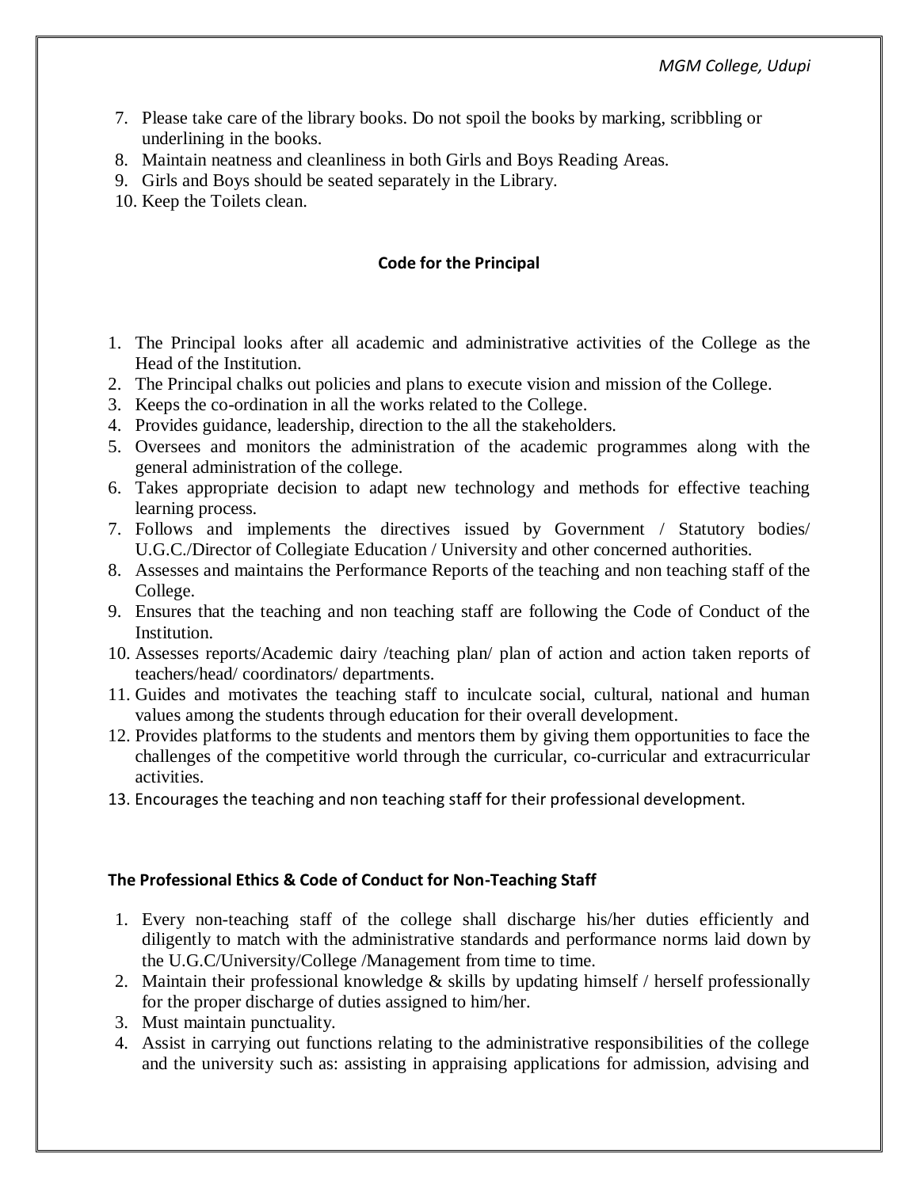7. Please take care of the library books. Do not spoil the books by marking, scribbling or underlining in the books.
8. Maintain neatness and cleanliness in both Girls and Boys Reading Areas.
9. Girls and Boys should be seated separately in the Library.
10. Keep the Toilets clean.

### Code for the Principal

1. The Principal looks after all academic and administrative activities of the College as the Head of the Institution.
2. The Principal chalks out policies and plans to execute vision and mission of the College.
3. Keeps the co-ordination in all the works related to the College.
4. Provides guidance, leadership, direction to the all the stakeholders.
5. Oversees and monitors the administration of the academic programmes along with the general administration of the college.
6. Takes appropriate decision to adapt new technology and methods for effective teaching learning process.
7. Follows and implements the directives issued by Government / Statutory bodies/ U.G.C./Director of Collegiate Education / University and other concerned authorities.
8. Assesses and maintains the Performance Reports of the teaching and non teaching staff of the College.
9. Ensures that the teaching and non teaching staff are following the Code of Conduct of the Institution.
10. Assesses reports/Academic dairy /teaching plan/ plan of action and action taken reports of teachers/head/ coordinators/ departments.
11. Guides and motivates the teaching staff to inculcate social, cultural, national and human values among the students through education for their overall development.
12. Provides platforms to the students and mentors them by giving them opportunities to face the challenges of the competitive world through the curricular, co-curricular and extracurricular activities.
13. Encourages the teaching and non teaching staff for their professional development.

### The Professional Ethics & Code of Conduct for Non-Teaching Staff

1. Every non-teaching staff of the college shall discharge his/her duties efficiently and diligently to match with the administrative standards and performance norms laid down by the U.G.C/University/College /Management from time to time.
2. Maintain their professional knowledge & skills by updating himself / herself professionally for the proper discharge of duties assigned to him/her.
3. Must maintain punctuality.
4. Assist in carrying out functions relating to the administrative responsibilities of the college and the university such as: assisting in appraising applications for admission, advising and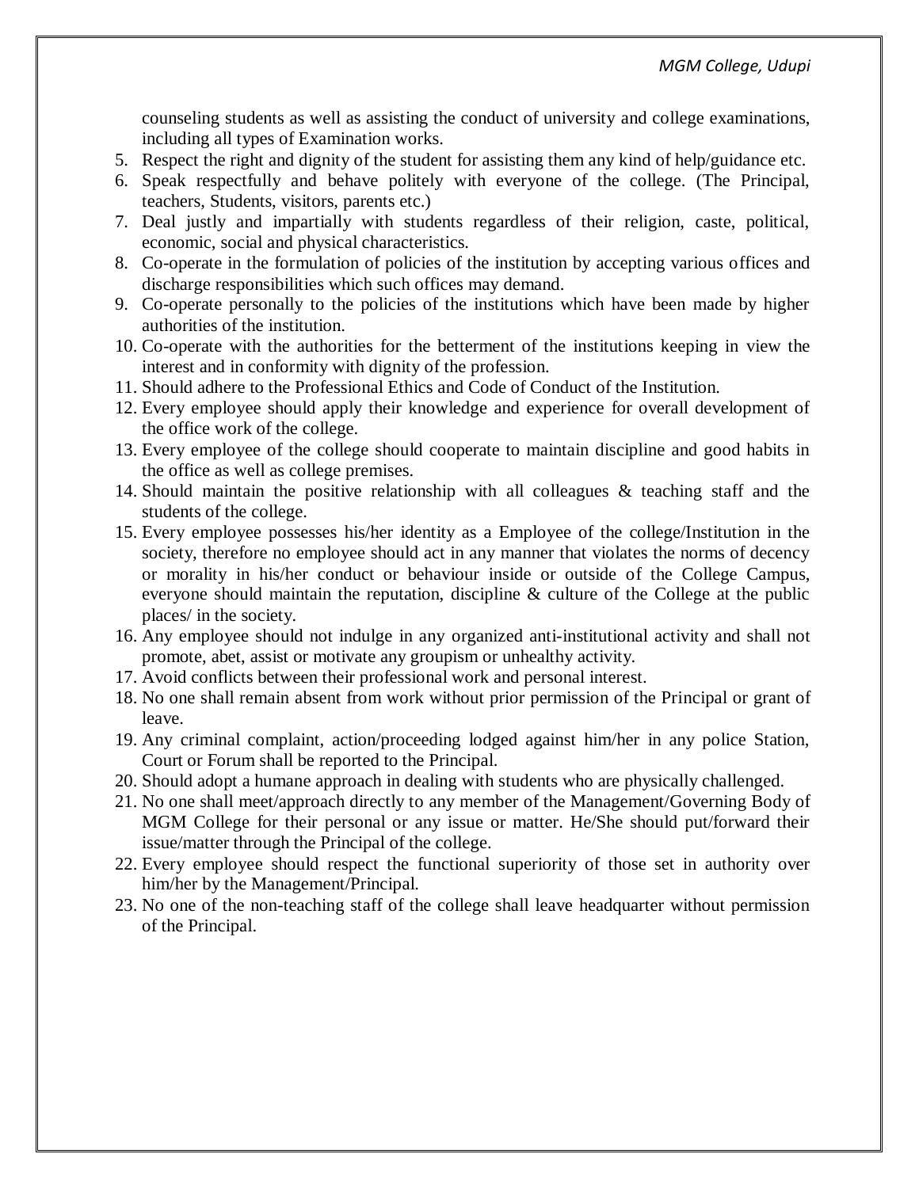counseling students as well as assisting the conduct of university and college examinations, including all types of Examination works.

5. Respect the right and dignity of the student for assisting them any kind of help/guidance etc.
6. Speak respectfully and behave politely with everyone of the college. (The Principal, teachers, Students, visitors, parents etc.)
7. Deal justly and impartially with students regardless of their religion, caste, political, economic, social and physical characteristics.
8. Co-operate in the formulation of policies of the institution by accepting various offices and discharge responsibilities which such offices may demand.
9. Co-operate personally to the policies of the institutions which have been made by higher authorities of the institution.
10. Co-operate with the authorities for the betterment of the institutions keeping in view the interest and in conformity with dignity of the profession.
11. Should adhere to the Professional Ethics and Code of Conduct of the Institution.
12. Every employee should apply their knowledge and experience for overall development of the office work of the college.
13. Every employee of the college should cooperate to maintain discipline and good habits in the office as well as college premises.
14. Should maintain the positive relationship with all colleagues & teaching staff and the students of the college.
15. Every employee possesses his/her identity as a Employee of the college/Institution in the society, therefore no employee should act in any manner that violates the norms of decency or morality in his/her conduct or behaviour inside or outside of the College Campus, everyone should maintain the reputation, discipline & culture of the College at the public places/ in the society.
16. Any employee should not indulge in any organized anti-institutional activity and shall not promote, abet, assist or motivate any groupism or unhealthy activity.
17. Avoid conflicts between their professional work and personal interest.
18. No one shall remain absent from work without prior permission of the Principal or grant of leave.
19. Any criminal complaint, action/proceeding lodged against him/her in any police Station, Court or Forum shall be reported to the Principal.
20. Should adopt a humane approach in dealing with students who are physically challenged.
21. No one shall meet/approach directly to any member of the Management/Governing Body of MGM College for their personal or any issue or matter. He/She should put/forward their issue/matter through the Principal of the college.
22. Every employee should respect the functional superiority of those set in authority over him/her by the Management/Principal.
23. No one of the non-teaching staff of the college shall leave headquarter without permission of the Principal.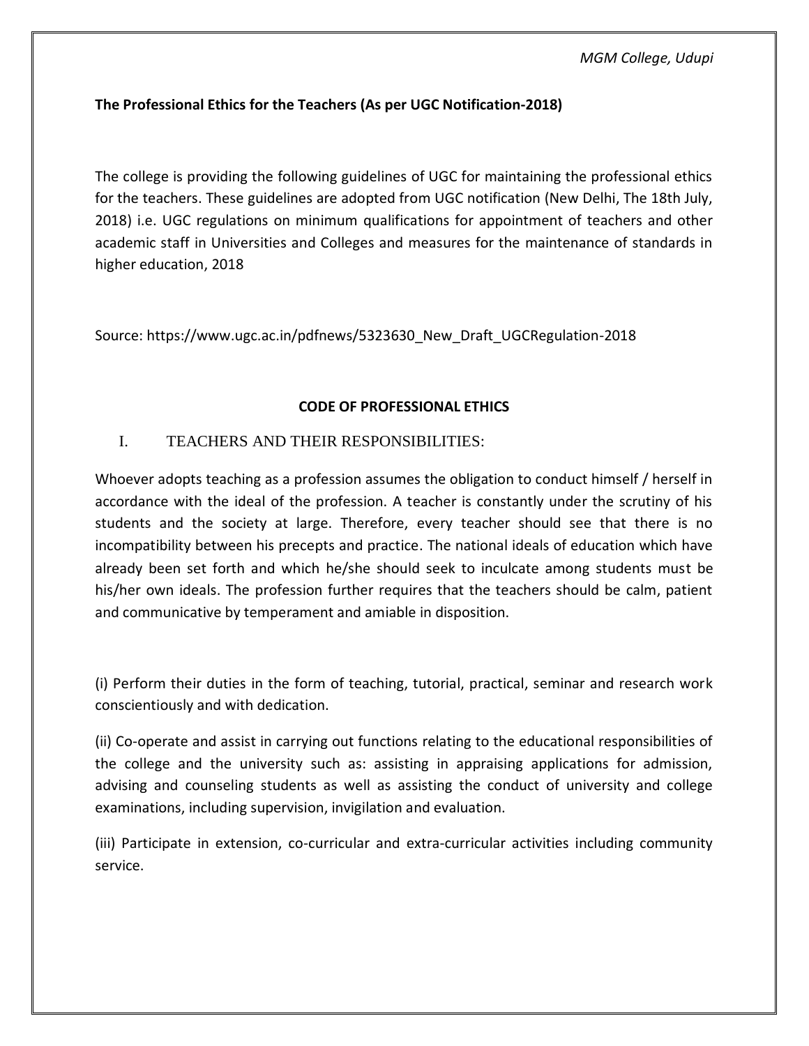**The Professional Ethics for the Teachers (As per UGC Notification-2018)**

The college is providing the following guidelines of UGC for maintaining the professional ethics for the teachers. These guidelines are adopted from UGC notification (New Delhi, The 18th July, 2018) i.e. UGC regulations on minimum qualifications for appointment of teachers and other academic staff in Universities and Colleges and measures for the maintenance of standards in higher education, 2018

Source: https://www.ugc.ac.in/pdfnews/5323630_New_Draft_UGCRegulation-2018

## CODE OF PROFESSIONAL ETHICS

### I. TEACHERS AND THEIR RESPONSIBILITIES:

Whoever adopts teaching as a profession assumes the obligation to conduct himself / herself in accordance with the ideal of the profession. A teacher is constantly under the scrutiny of his students and the society at large. Therefore, every teacher should see that there is no incompatibility between his precepts and practice. The national ideals of education which have already been set forth and which he/she should seek to inculcate among students must be his/her own ideals. The profession further requires that the teachers should be calm, patient and communicative by temperament and amiable in disposition.

(i) Perform their duties in the form of teaching, tutorial, practical, seminar and research work conscientiously and with dedication.

(ii) Co-operate and assist in carrying out functions relating to the educational responsibilities of the college and the university such as: assisting in appraising applications for admission, advising and counseling students as well as assisting the conduct of university and college examinations, including supervision, invigilation and evaluation.

(iii) Participate in extension, co-curricular and extra-curricular activities including community service.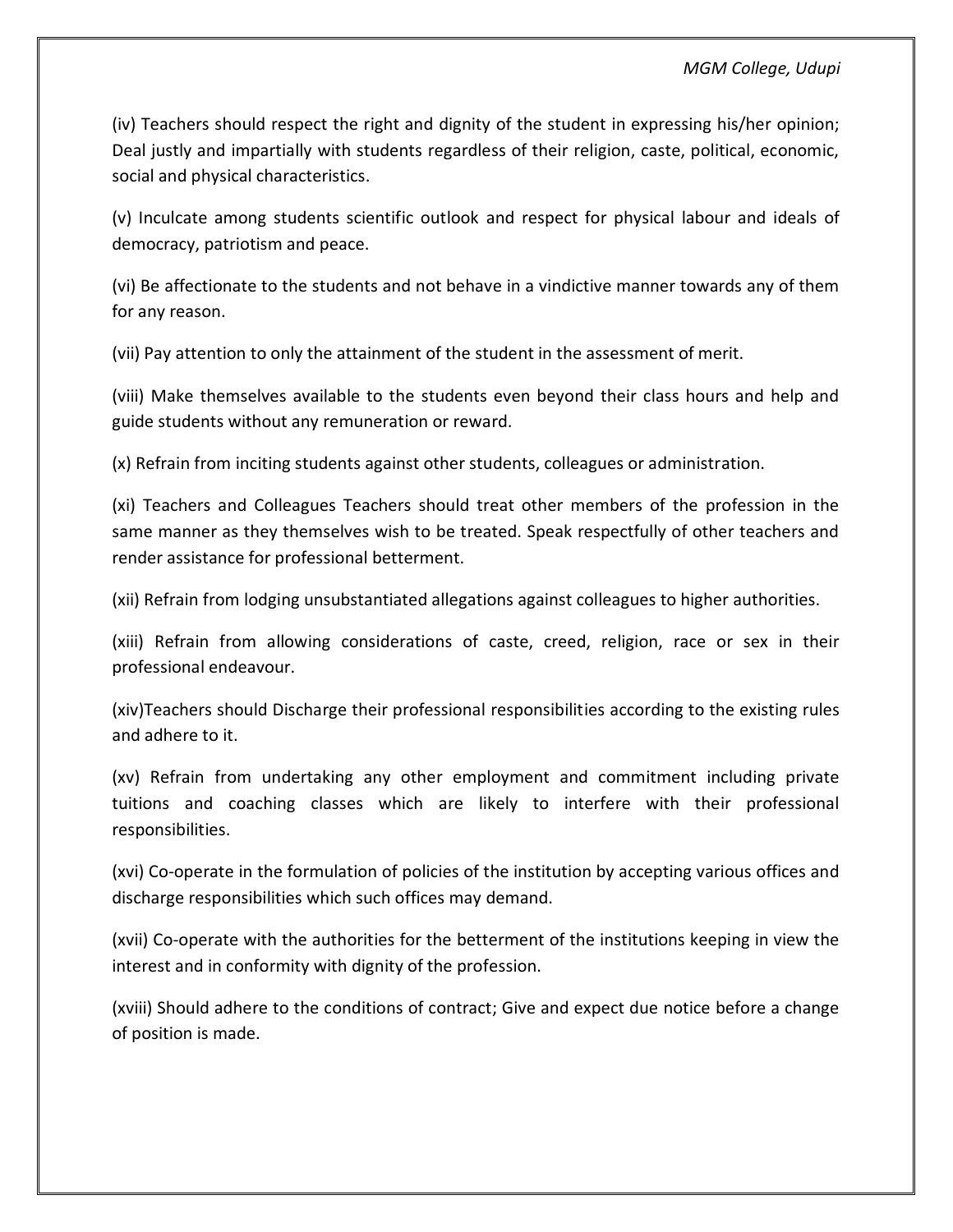(iv) Teachers should respect the right and dignity of the student in expressing his/her opinion; Deal justly and impartially with students regardless of their religion, caste, political, economic, social and physical characteristics.

(v) Inculcate among students scientific outlook and respect for physical labour and ideals of democracy, patriotism and peace.

(vi) Be affectionate to the students and not behave in a vindictive manner towards any of them for any reason.

(vii) Pay attention to only the attainment of the student in the assessment of merit.

(viii) Make themselves available to the students even beyond their class hours and help and guide students without any remuneration or reward.

(x) Refrain from inciting students against other students, colleagues or administration.

(xi) Teachers and Colleagues Teachers should treat other members of the profession in the same manner as they themselves wish to be treated. Speak respectfully of other teachers and render assistance for professional betterment.

(xii) Refrain from lodging unsubstantiated allegations against colleagues to higher authorities.

(xiii) Refrain from allowing considerations of caste, creed, religion, race or sex in their professional endeavour.

(xiv)Teachers should Discharge their professional responsibilities according to the existing rules and adhere to it.

(xv) Refrain from undertaking any other employment and commitment including private tuitions and coaching classes which are likely to interfere with their professional responsibilities.

(xvi) Co-operate in the formulation of policies of the institution by accepting various offices and discharge responsibilities which such offices may demand.

(xvii) Co-operate with the authorities for the betterment of the institutions keeping in view the interest and in conformity with dignity of the profession.

(xviii) Should adhere to the conditions of contract; Give and expect due notice before a change of position is made.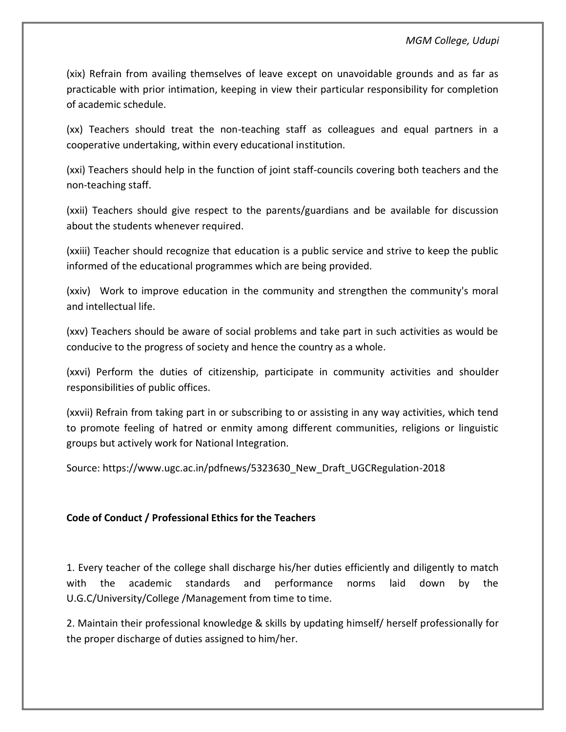(xix) Refrain from availing themselves of leave except on unavoidable grounds and as far as practicable with prior intimation, keeping in view their particular responsibility for completion of academic schedule.

(xx) Teachers should treat the non-teaching staff as colleagues and equal partners in a cooperative undertaking, within every educational institution.

(xxi) Teachers should help in the function of joint staff-councils covering both teachers and the non-teaching staff.

(xxii) Teachers should give respect to the parents/guardians and be available for discussion about the students whenever required.

(xxiii) Teacher should recognize that education is a public service and strive to keep the public informed of the educational programmes which are being provided.

(xxiv) Work to improve education in the community and strengthen the community's moral and intellectual life.

(xxv) Teachers should be aware of social problems and take part in such activities as would be conducive to the progress of society and hence the country as a whole.

(xxvi) Perform the duties of citizenship, participate in community activities and shoulder responsibilities of public offices.

(xxvii) Refrain from taking part in or subscribing to or assisting in any way activities, which tend to promote feeling of hatred or enmity among different communities, religions or linguistic groups but actively work for National Integration.

Source: https://www.ugc.ac.in/pdfnews/5323630_New_Draft_UGCRegulation-2018

**Code of Conduct / Professional Ethics for the Teachers**

1. Every teacher of the college shall discharge his/her duties efficiently and diligently to match with the academic standards and performance norms laid down by the U.G.C/University/College /Management from time to time.

2. Maintain their professional knowledge & skills by updating himself/ herself professionally for the proper discharge of duties assigned to him/her.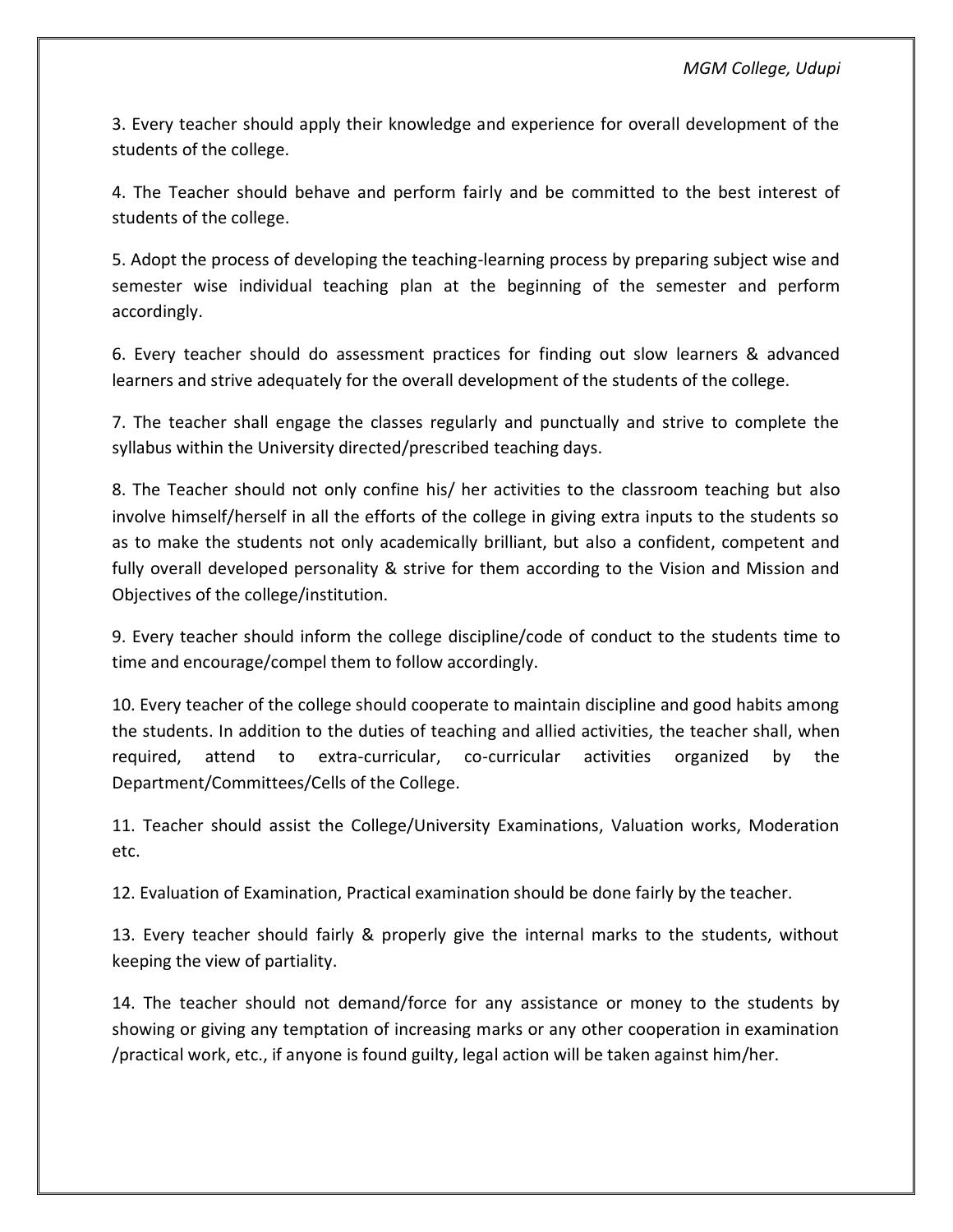3. Every teacher should apply their knowledge and experience for overall development of the students of the college.

4. The Teacher should behave and perform fairly and be committed to the best interest of students of the college.

5. Adopt the process of developing the teaching-learning process by preparing subject wise and semester wise individual teaching plan at the beginning of the semester and perform accordingly.

6. Every teacher should do assessment practices for finding out slow learners & advanced learners and strive adequately for the overall development of the students of the college.

7. The teacher shall engage the classes regularly and punctually and strive to complete the syllabus within the University directed/prescribed teaching days.

8. The Teacher should not only confine his/ her activities to the classroom teaching but also involve himself/herself in all the efforts of the college in giving extra inputs to the students so as to make the students not only academically brilliant, but also a confident, competent and fully overall developed personality & strive for them according to the Vision and Mission and Objectives of the college/institution.

9. Every teacher should inform the college discipline/code of conduct to the students time to time and encourage/compel them to follow accordingly.

10. Every teacher of the college should cooperate to maintain discipline and good habits among the students. In addition to the duties of teaching and allied activities, the teacher shall, when required, attend to extra-curricular, co-curricular activities organized by the Department/Committees/Cells of the College.

11. Teacher should assist the College/University Examinations, Valuation works, Moderation etc.

12. Evaluation of Examination, Practical examination should be done fairly by the teacher.

13. Every teacher should fairly & properly give the internal marks to the students, without keeping the view of partiality.

14. The teacher should not demand/force for any assistance or money to the students by showing or giving any temptation of increasing marks or any other cooperation in examination /practical work, etc., if anyone is found guilty, legal action will be taken against him/her.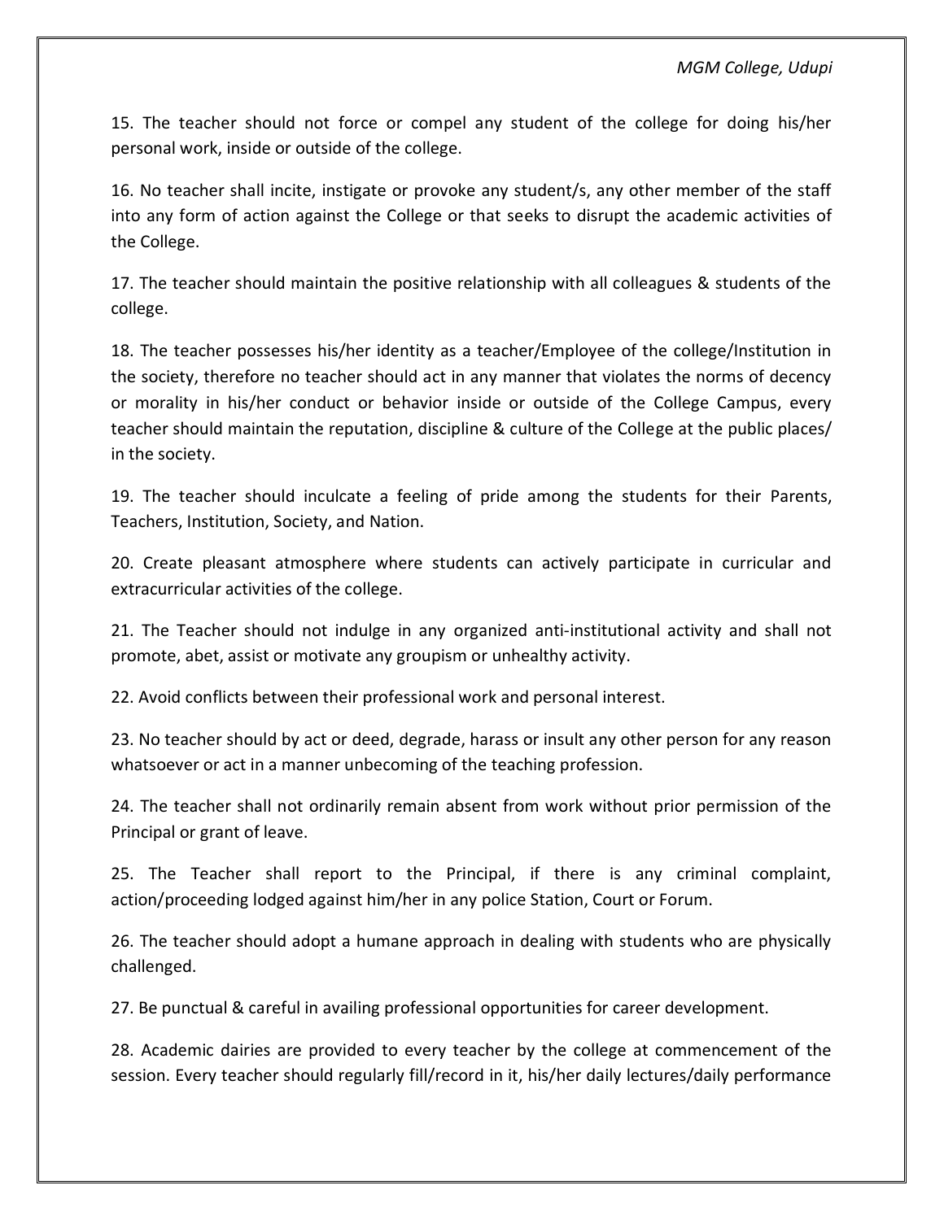15. The teacher should not force or compel any student of the college for doing his/her personal work, inside or outside of the college.

16. No teacher shall incite, instigate or provoke any student/s, any other member of the staff into any form of action against the College or that seeks to disrupt the academic activities of the College.

17. The teacher should maintain the positive relationship with all colleagues & students of the college.

18. The teacher possesses his/her identity as a teacher/Employee of the college/Institution in the society, therefore no teacher should act in any manner that violates the norms of decency or morality in his/her conduct or behavior inside or outside of the College Campus, every teacher should maintain the reputation, discipline & culture of the College at the public places/ in the society.

19. The teacher should inculcate a feeling of pride among the students for their Parents, Teachers, Institution, Society, and Nation.

20. Create pleasant atmosphere where students can actively participate in curricular and extracurricular activities of the college.

21. The Teacher should not indulge in any organized anti-institutional activity and shall not promote, abet, assist or motivate any groupism or unhealthy activity.

22. Avoid conflicts between their professional work and personal interest.

23. No teacher should by act or deed, degrade, harass or insult any other person for any reason whatsoever or act in a manner unbecoming of the teaching profession.

24. The teacher shall not ordinarily remain absent from work without prior permission of the Principal or grant of leave.

25. The Teacher shall report to the Principal, if there is any criminal complaint, action/proceeding lodged against him/her in any police Station, Court or Forum.

26. The teacher should adopt a humane approach in dealing with students who are physically challenged.

27. Be punctual & careful in availing professional opportunities for career development.

28. Academic dairies are provided to every teacher by the college at commencement of the session. Every teacher should regularly fill/record in it, his/her daily lectures/daily performance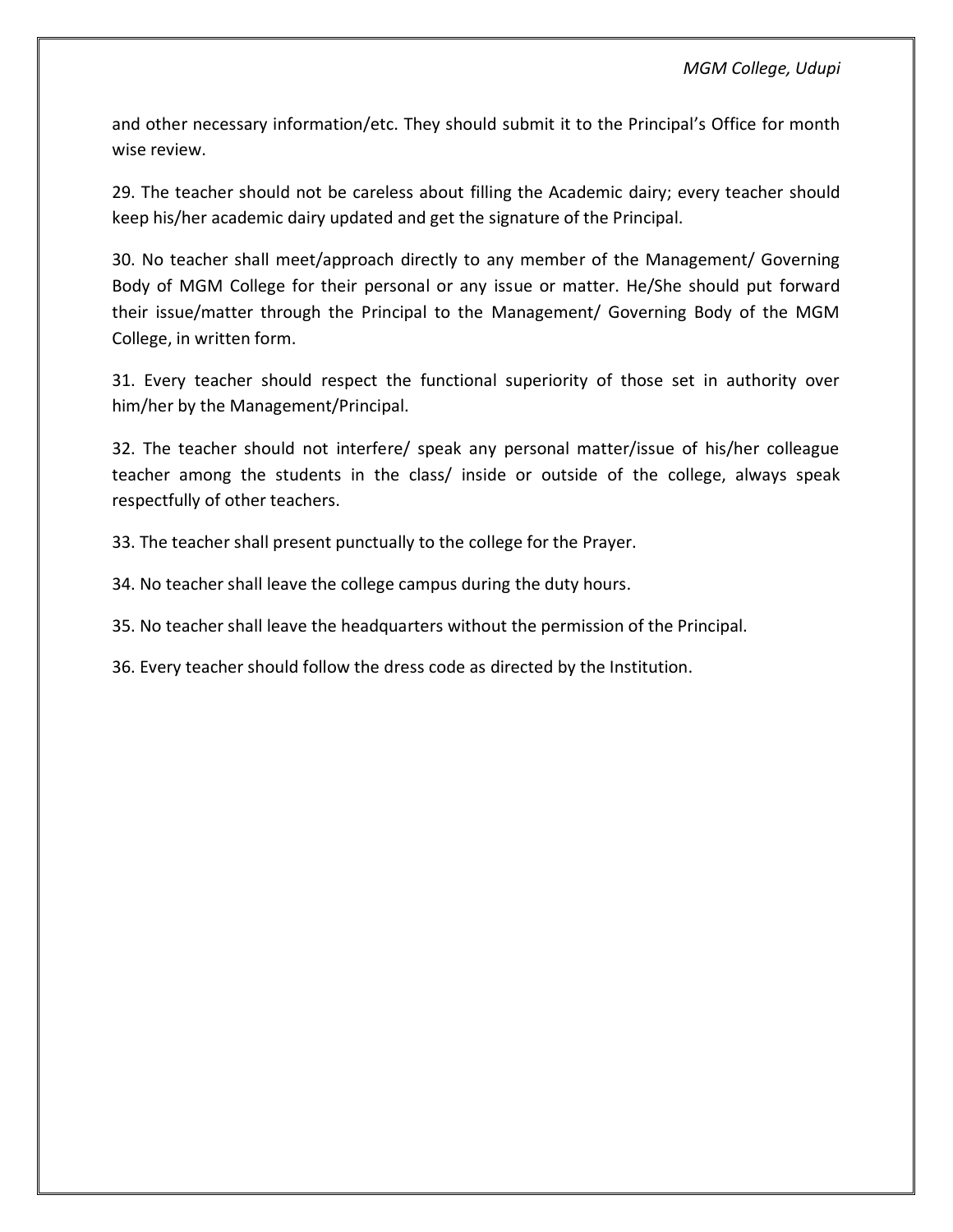and other necessary information/etc. They should submit it to the Principal's Office for month wise review.

29. The teacher should not be careless about filling the Academic dairy; every teacher should keep his/her academic dairy updated and get the signature of the Principal.

30. No teacher shall meet/approach directly to any member of the Management/ Governing Body of MGM College for their personal or any issue or matter. He/She should put forward their issue/matter through the Principal to the Management/ Governing Body of the MGM College, in written form.

31. Every teacher should respect the functional superiority of those set in authority over him/her by the Management/Principal.

32. The teacher should not interfere/ speak any personal matter/issue of his/her colleague teacher among the students in the class/ inside or outside of the college, always speak respectfully of other teachers.

33. The teacher shall present punctually to the college for the Prayer.

34. No teacher shall leave the college campus during the duty hours.

35. No teacher shall leave the headquarters without the permission of the Principal.

36. Every teacher should follow the dress code as directed by the Institution.